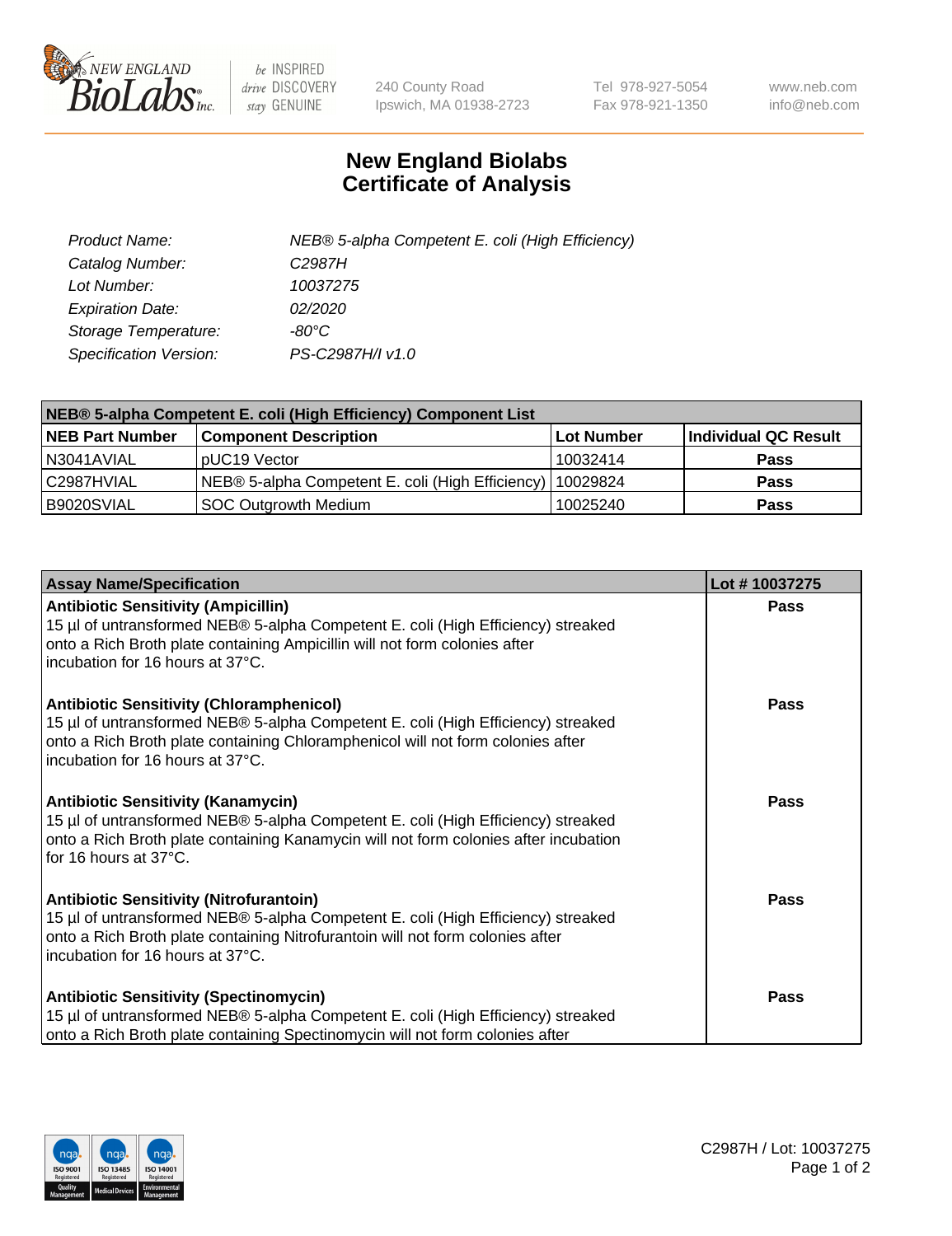# New England Biolabs
# Certificate of Analysis

| | |
|---|---|
| *Product Name:* | *NEB® 5-alpha Competent E. coli (High Efficiency)* |
| *Catalog Number:* | *C2987H* |
| *Lot Number:* | *10037275* |
| *Expiration Date:* | *02/2020* |
| *Storage Temperature:* | *-80°C* |
| *Specification Version:* | *PS-C2987H/I v1.0* |

| NEB® 5-alpha Competent E. coli (High Efficiency) Component List | | | |
|---|---|---|---|
| **NEB Part Number** | **Component Description** | **Lot Number** | **Individual QC Result** |
| N3041AVIAL | pUC19 Vector | 10032414 | **Pass** |
| C2987HVIAL | NEB® 5-alpha Competent E. coli (High Efficiency) | 10029824 | **Pass** |
| B9020SVIAL | SOC Outgrowth Medium | 10025240 | **Pass** |

| Assay Name/Specification | Lot # 10037275 |
|---|---|
| **Antibiotic Sensitivity (Ampicillin)**<br>15 µl of untransformed NEB® 5-alpha Competent E. coli (High Efficiency) streaked onto a Rich Broth plate containing Ampicillin will not form colonies after incubation for 16 hours at 37°C. | **Pass** |
| **Antibiotic Sensitivity (Chloramphenicol)**<br>15 µl of untransformed NEB® 5-alpha Competent E. coli (High Efficiency) streaked onto a Rich Broth plate containing Chloramphenicol will not form colonies after incubation for 16 hours at 37°C. | **Pass** |
| **Antibiotic Sensitivity (Kanamycin)**<br>15 µl of untransformed NEB® 5-alpha Competent E. coli (High Efficiency) streaked onto a Rich Broth plate containing Kanamycin will not form colonies after incubation for 16 hours at 37°C. | **Pass** |
| **Antibiotic Sensitivity (Nitrofurantoin)**<br>15 µl of untransformed NEB® 5-alpha Competent E. coli (High Efficiency) streaked onto a Rich Broth plate containing Nitrofurantoin will not form colonies after incubation for 16 hours at 37°C. | **Pass** |
| **Antibiotic Sensitivity (Spectinomycin)**<br>15 µl of untransformed NEB® 5-alpha Competent E. coli (High Efficiency) streaked onto a Rich Broth plate containing Spectinomycin will not form colonies after | **Pass** |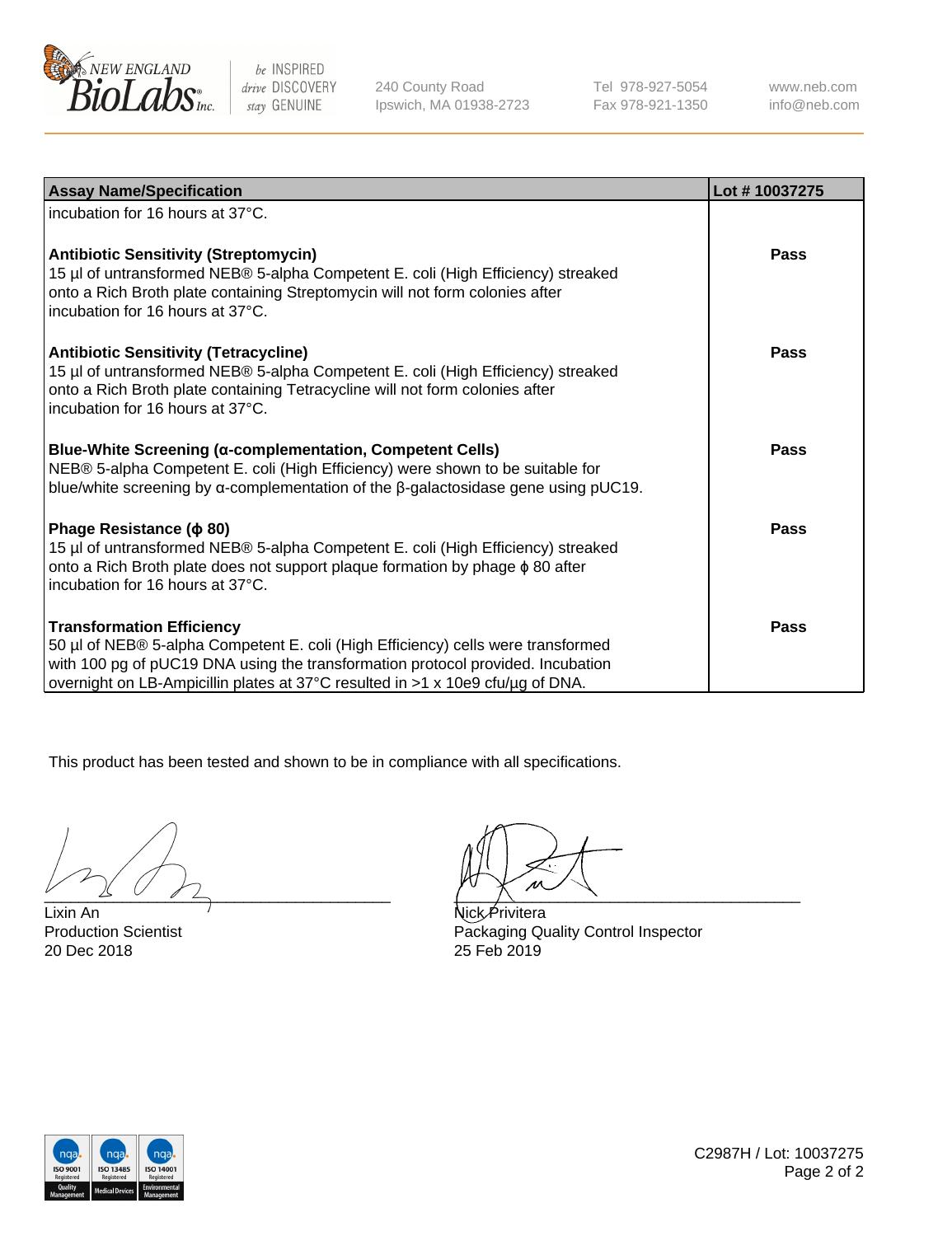| Assay Name/Specification | Lot # 10037275 |
| --- | --- |
| incubation for 16 hours at 37°C. | |
| **Antibiotic Sensitivity (Streptomycin)**<br>15 µl of untransformed NEB® 5-alpha Competent E. coli (High Efficiency) streaked onto a Rich Broth plate containing Streptomycin will not form colonies after incubation for 16 hours at 37°C. | **Pass** |
| **Antibiotic Sensitivity (Tetracycline)**<br>15 µl of untransformed NEB® 5-alpha Competent E. coli (High Efficiency) streaked onto a Rich Broth plate containing Tetracycline will not form colonies after incubation for 16 hours at 37°C. | **Pass** |
| **Blue-White Screening (α-complementation, Competent Cells)**<br>NEB® 5-alpha Competent E. coli (High Efficiency) were shown to be suitable for blue/white screening by α-complementation of the β-galactosidase gene using pUC19. | **Pass** |
| **Phage Resistance (ϕ 80)**<br>15 µl of untransformed NEB® 5-alpha Competent E. coli (High Efficiency) streaked onto a Rich Broth plate does not support plaque formation by phage ϕ 80 after incubation for 16 hours at 37°C. | **Pass** |
| **Transformation Efficiency**<br>50 µl of NEB® 5-alpha Competent E. coli (High Efficiency) cells were transformed with 100 pg of pUC19 DNA using the transformation protocol provided. Incubation overnight on LB-Ampicillin plates at 37°C resulted in >1 x 10e9 cfu/µg of DNA. | **Pass** |

This product has been tested and shown to be in compliance with all specifications.

Lixin An
Production Scientist
20 Dec 2018

Nick Privitera
Packaging Quality Control Inspector
25 Feb 2019

C2987H / Lot: 10037275